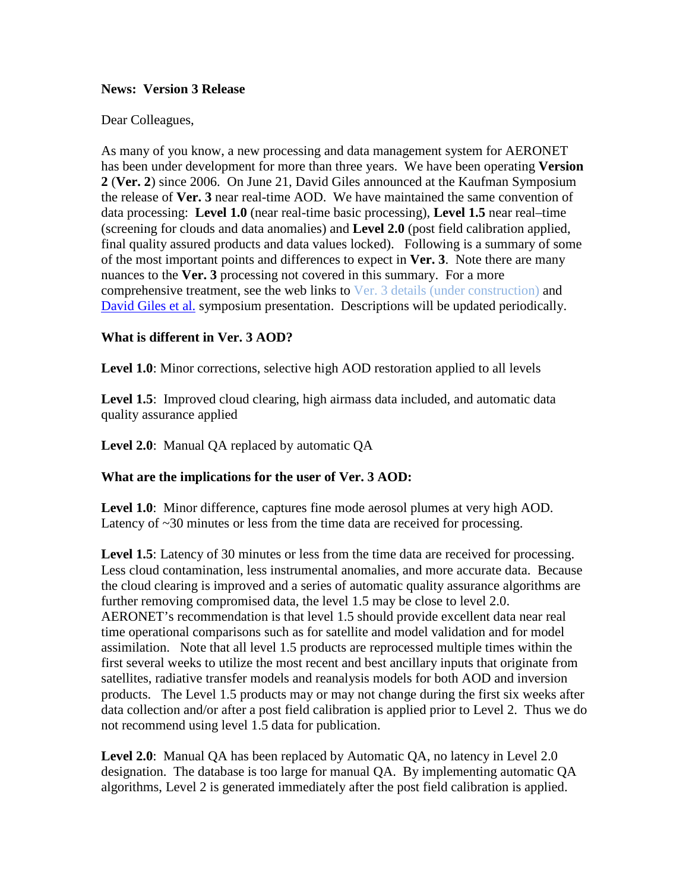**News: Version 3 Release**

Dear Colleagues,

As many of you know, a new processing and data management system for AERONET has been under development for more than three years. We have been operating **Version 2** (**Ver. 2**) since 2006. On June 21, David Giles announced at the Kaufman Symposium the release of **Ver. 3** near real-time AOD. We have maintained the same convention of data processing: **Level 1.0** (near real-time basic processing), **Level 1.5** near real–time (screening for clouds and data anomalies) and **Level 2.0** (post field calibration applied, final quality assured products and data values locked). Following is a summary of some of the most important points and differences to expect in **Ver. 3**. Note there are many nuances to the **Ver. 3** processing not covered in this summary. For a more comprehensive treatment, see the web links to Ver. 3 details (under construction) and David Giles et al. symposium presentation. Descriptions will be updated periodically.

**What is different in Ver. 3 AOD?**

**Level 1.0**: Minor corrections, selective high AOD restoration applied to all levels

**Level 1.5**: Improved cloud clearing, high airmass data included, and automatic data quality assurance applied

**Level 2.0**: Manual QA replaced by automatic QA

**What are the implications for the user of Ver. 3 AOD:**

**Level 1.0**: Minor difference, captures fine mode aerosol plumes at very high AOD. Latency of ~30 minutes or less from the time data are received for processing.

**Level 1.5**: Latency of 30 minutes or less from the time data are received for processing. Less cloud contamination, less instrumental anomalies, and more accurate data. Because the cloud clearing is improved and a series of automatic quality assurance algorithms are further removing compromised data, the level 1.5 may be close to level 2.0. AERONET's recommendation is that level 1.5 should provide excellent data near real time operational comparisons such as for satellite and model validation and for model assimilation. Note that all level 1.5 products are reprocessed multiple times within the first several weeks to utilize the most recent and best ancillary inputs that originate from satellites, radiative transfer models and reanalysis models for both AOD and inversion products. The Level 1.5 products may or may not change during the first six weeks after data collection and/or after a post field calibration is applied prior to Level 2. Thus we do not recommend using level 1.5 data for publication.

**Level 2.0**: Manual QA has been replaced by Automatic QA, no latency in Level 2.0 designation. The database is too large for manual QA. By implementing automatic QA algorithms, Level 2 is generated immediately after the post field calibration is applied.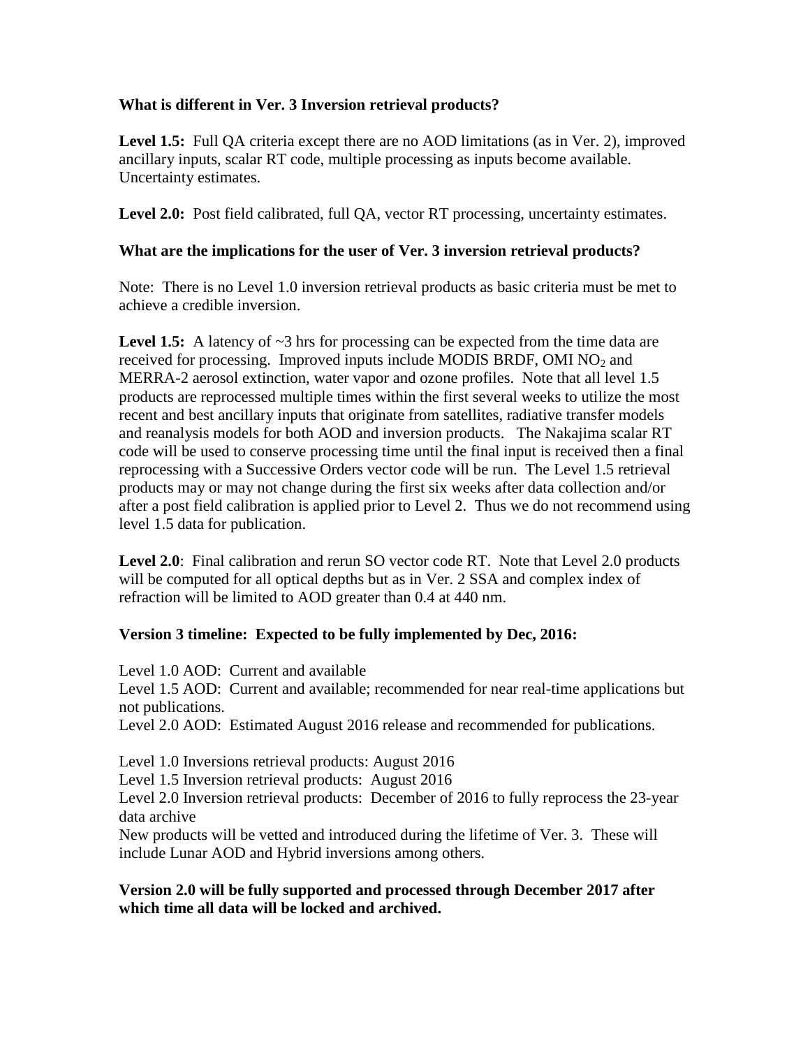**What is different in Ver. 3 Inversion retrieval products?**

**Level 1.5:** Full QA criteria except there are no AOD limitations (as in Ver. 2), improved ancillary inputs, scalar RT code, multiple processing as inputs become available. Uncertainty estimates.

**Level 2.0:** Post field calibrated, full QA, vector RT processing, uncertainty estimates.

**What are the implications for the user of Ver. 3 inversion retrieval products?**

Note: There is no Level 1.0 inversion retrieval products as basic criteria must be met to achieve a credible inversion.

**Level 1.5:** A latency of ~3 hrs for processing can be expected from the time data are received for processing. Improved inputs include MODIS BRDF, OMI $NO_2$ and MERRA-2 aerosol extinction, water vapor and ozone profiles. Note that all level 1.5 products are reprocessed multiple times within the first several weeks to utilize the most recent and best ancillary inputs that originate from satellites, radiative transfer models and reanalysis models for both AOD and inversion products. The Nakajima scalar RT code will be used to conserve processing time until the final input is received then a final reprocessing with a Successive Orders vector code will be run. The Level 1.5 retrieval products may or may not change during the first six weeks after data collection and/or after a post field calibration is applied prior to Level 2. Thus we do not recommend using level 1.5 data for publication.

**Level 2.0**: Final calibration and rerun SO vector code RT. Note that Level 2.0 products will be computed for all optical depths but as in Ver. 2 SSA and complex index of refraction will be limited to AOD greater than 0.4 at 440 nm.

**Version 3 timeline: Expected to be fully implemented by Dec, 2016:**

Level 1.0 AOD: Current and available
Level 1.5 AOD: Current and available; recommended for near real-time applications but not publications.
Level 2.0 AOD: Estimated August 2016 release and recommended for publications.

Level 1.0 Inversions retrieval products: August 2016
Level 1.5 Inversion retrieval products: August 2016
Level 2.0 Inversion retrieval products: December of 2016 to fully reprocess the 23-year data archive
New products will be vetted and introduced during the lifetime of Ver. 3. These will include Lunar AOD and Hybrid inversions among others.

**Version 2.0 will be fully supported and processed through December 2017 after which time all data will be locked and archived.**